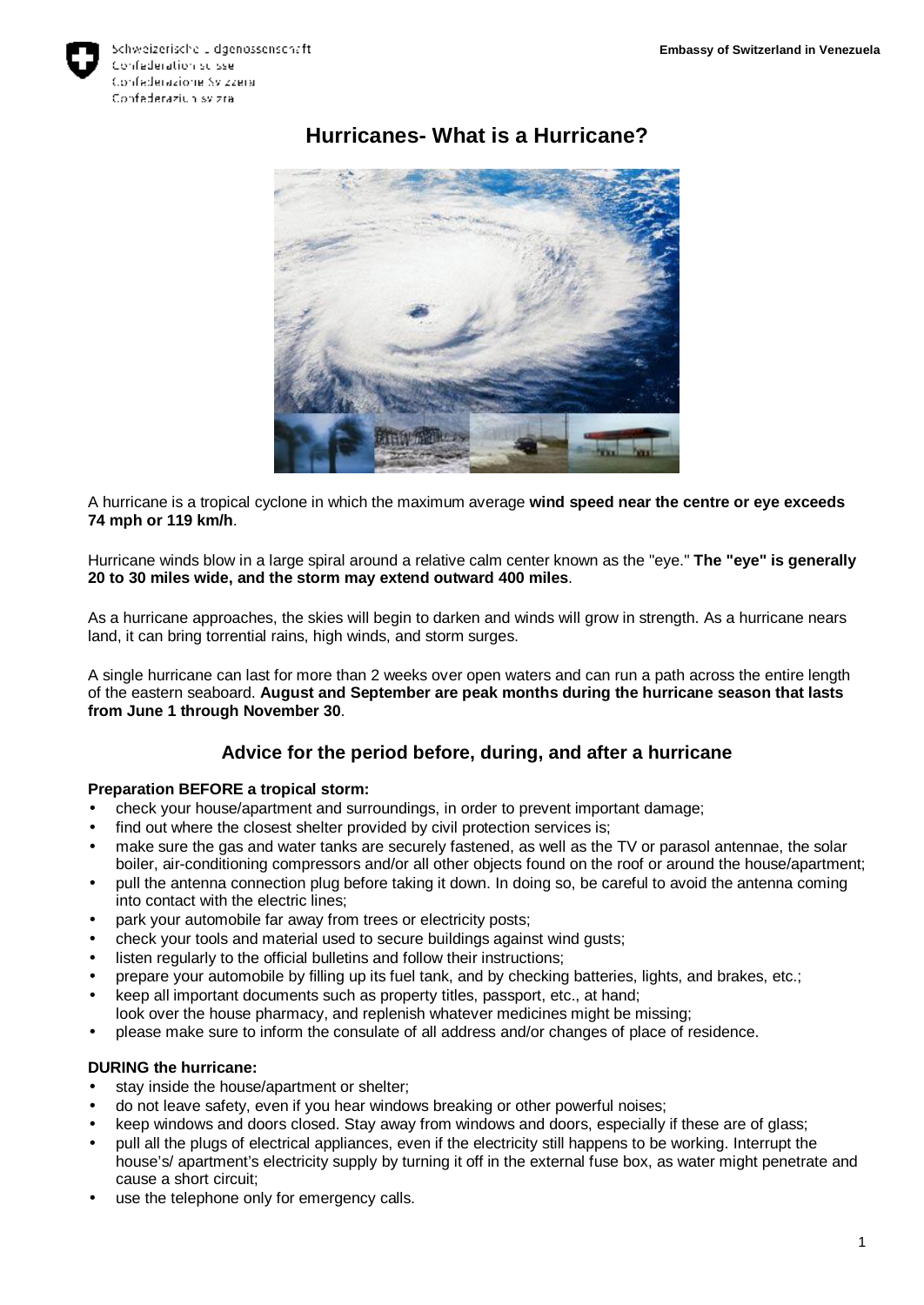# Hurricanes- What is a Hurricane?

A hurricane is a tropical cyclone in which the maximum average **wind speed near the centre or eye exceeds 74 mph or 119 km/h**.

Hurricane winds blow in a large spiral around a relative calm center known as the "eye." **The "eye" is generally 20 to 30 miles wide, and the storm may extend outward 400 miles**.

As a hurricane approaches, the skies will begin to darken and winds will grow in strength. As a hurricane nears land, it can bring torrential rains, high winds, and storm surges.

A single hurricane can last for more than 2 weeks over open waters and can run a path across the entire length of the eastern seaboard. **August and September are peak months during the hurricane season that lasts from June 1 through November 30**.

## Advice for the period before, during, and after a hurricane

**Preparation BEFORE a tropical storm:**

- check your house/apartment and surroundings, in order to prevent important damage;
- find out where the closest shelter provided by civil protection services is;
- make sure the gas and water tanks are securely fastened, as well as the TV or parasol antennae, the solar boiler, air-conditioning compressors and/or all other objects found on the roof or around the house/apartment;
- pull the antenna connection plug before taking it down. In doing so, be careful to avoid the antenna coming into contact with the electric lines;
- park your automobile far away from trees or electricity posts;
- check your tools and material used to secure buildings against wind gusts;
- listen regularly to the official bulletins and follow their instructions;
- prepare your automobile by filling up its fuel tank, and by checking batteries, lights, and brakes, etc.;
- keep all important documents such as property titles, passport, etc., at hand; look over the house pharmacy, and replenish whatever medicines might be missing;
- please make sure to inform the consulate of all address and/or changes of place of residence.

**DURING the hurricane:**

- stay inside the house/apartment or shelter;
- do not leave safety, even if you hear windows breaking or other powerful noises;
- keep windows and doors closed. Stay away from windows and doors, especially if these are of glass;
- pull all the plugs of electrical appliances, even if the electricity still happens to be working. Interrupt the house's/ apartment's electricity supply by turning it off in the external fuse box, as water might penetrate and cause a short circuit;
- use the telephone only for emergency calls.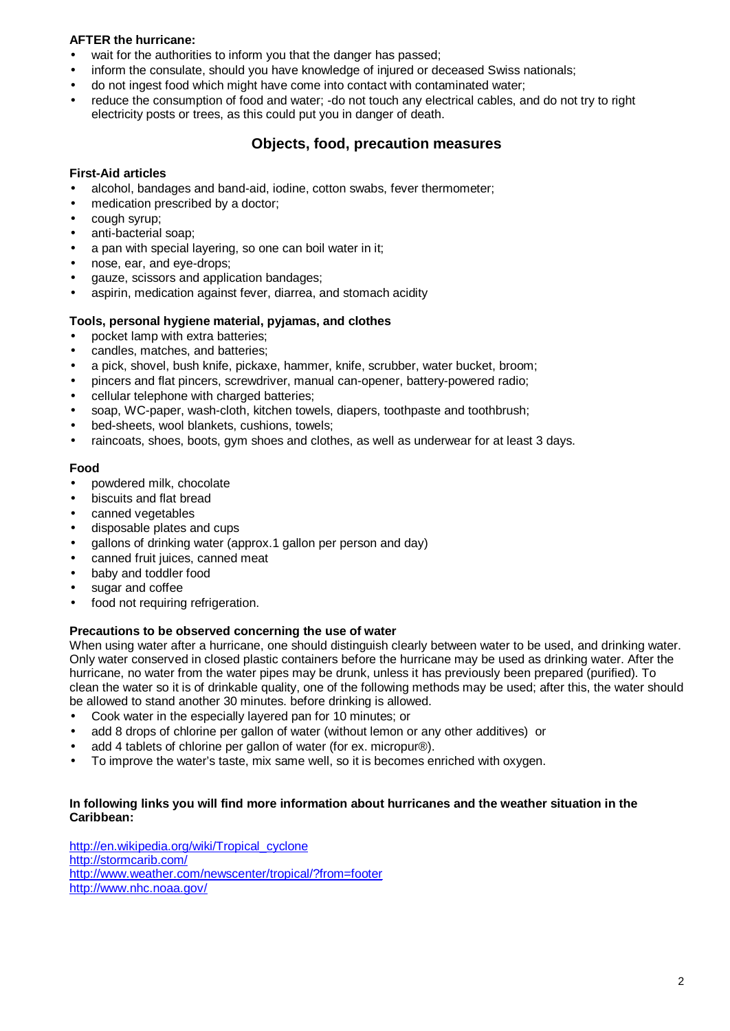**AFTER the hurricane:**

- wait for the authorities to inform you that the danger has passed;
- inform the consulate, should you have knowledge of injured or deceased Swiss nationals;
- do not ingest food which might have come into contact with contaminated water;
- reduce the consumption of food and water; -do not touch any electrical cables, and do not try to right electricity posts or trees, as this could put you in danger of death.

## Objects, food, precaution measures

**First-Aid articles**

- alcohol, bandages and band-aid, iodine, cotton swabs, fever thermometer;
- medication prescribed by a doctor;
- cough syrup;
- anti-bacterial soap;
- a pan with special layering, so one can boil water in it;
- nose, ear, and eye-drops;
- gauze, scissors and application bandages;
- aspirin, medication against fever, diarrea, and stomach acidity

**Tools, personal hygiene material, pyjamas, and clothes**

- pocket lamp with extra batteries;
- candles, matches, and batteries;
- a pick, shovel, bush knife, pickaxe, hammer, knife, scrubber, water bucket, broom;
- pincers and flat pincers, screwdriver, manual can-opener, battery-powered radio;
- cellular telephone with charged batteries;
- soap, WC-paper, wash-cloth, kitchen towels, diapers, toothpaste and toothbrush;
- bed-sheets, wool blankets, cushions, towels;
- raincoats, shoes, boots, gym shoes and clothes, as well as underwear for at least 3 days.

**Food**

- powdered milk, chocolate
- biscuits and flat bread
- canned vegetables
- disposable plates and cups
- gallons of drinking water (approx.1 gallon per person and day)
- canned fruit juices, canned meat
- baby and toddler food
- sugar and coffee
- food not requiring refrigeration.

**Precautions to be observed concerning the use of water**

When using water after a hurricane, one should distinguish clearly between water to be used, and drinking water. Only water conserved in closed plastic containers before the hurricane may be used as drinking water. After the hurricane, no water from the water pipes may be drunk, unless it has previously been prepared (purified). To clean the water so it is of drinkable quality, one of the following methods may be used; after this, the water should be allowed to stand another 30 minutes. before drinking is allowed.

- Cook water in the especially layered pan for 10 minutes; or
- add 8 drops of chlorine per gallon of water (without lemon or any other additives) or
- add 4 tablets of chlorine per gallon of water (for ex. micropur®).
- To improve the water's taste, mix same well, so it is becomes enriched with oxygen.

**In following links you will find more information about hurricanes and the weather situation in the Caribbean:**

http://en.wikipedia.org/wiki/Tropical_cyclone
http://stormcarib.com/
http://www.weather.com/newscenter/tropical/?from=footer
http://www.nhc.noaa.gov/